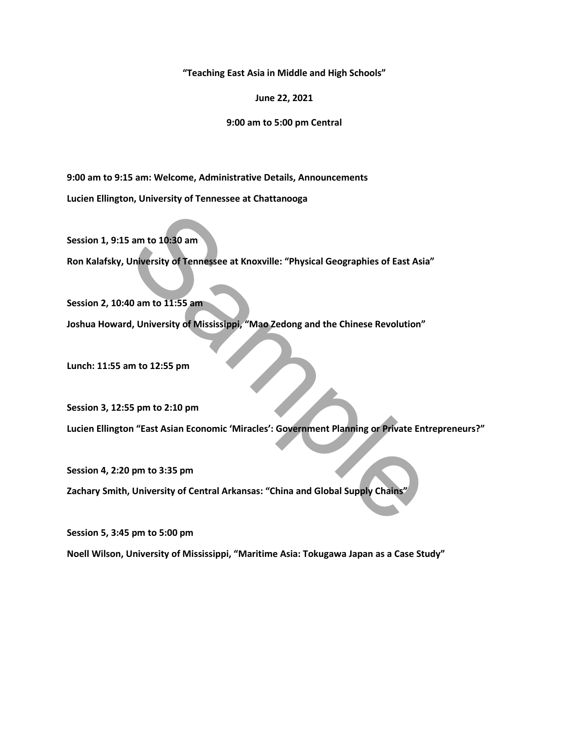**"Teaching East Asia in Middle and High Schools"**

**June 22, 2021**

**9:00 am to 5:00 pm Central**

**9:00 am to 9:15 am: Welcome, Administrative Details, Announcements**

**Lucien Ellington, University of Tennessee at Chattanooga**

**Session 1, 9:15 am to 10:30 am**

**Ron Kalafsky, University of Tennessee at Knoxville: "Physical Geographies of East Asia"**

**Session 2, 10:40 am to 11:55 am**

**Joshua Howard, University of Mississippi, "Mao Zedong and the Chinese Revolution"**

**Lunch: 11:55 am to 12:55 pm**

**Session 3, 12:55 pm to 2:10 pm**

**Lucien Ellington "East Asian Economic 'Miracles': Government Planning or Private Entrepreneurs?"**

**Session 4, 2:20 pm to 3:35 pm**

**Zachary Smith, University of Central Arkansas: "China and Global Supply Chains"**

**Session 5, 3:45 pm to 5:00 pm**

**Noell Wilson, University of Mississippi, "Maritime Asia: Tokugawa Japan as a Case Study"**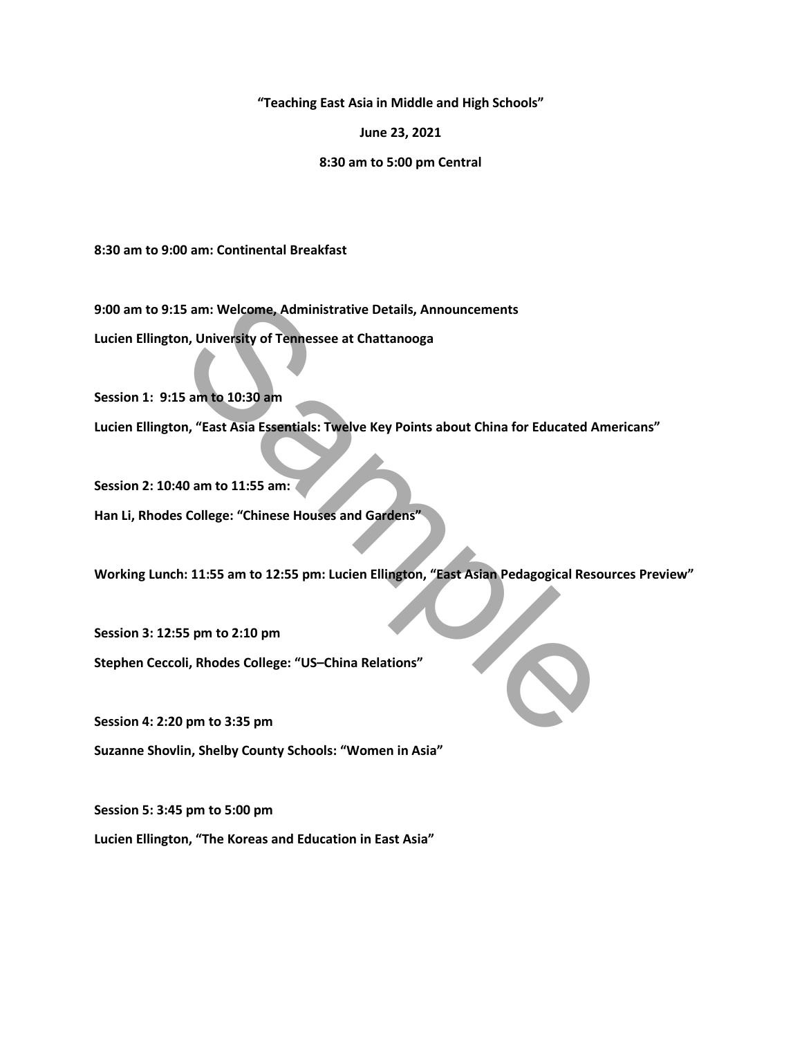**"Teaching East Asia in Middle and High Schools"**

**June 23, 2021**

**8:30 am to 5:00 pm Central**

**8:30 am to 9:00 am: Continental Breakfast**

**9:00 am to 9:15 am: Welcome, Administrative Details, Announcements**

**Lucien Ellington, University of Tennessee at Chattanooga**

**Session 1: 9:15 am to 10:30 am**

**Lucien Ellington, "East Asia Essentials: Twelve Key Points about China for Educated Americans"**

**Session 2: 10:40 am to 11:55 am:**

**Han Li, Rhodes College: "Chinese Houses and Gardens"**

**Working Lunch: 11:55 am to 12:55 pm: Lucien Ellington, "East Asian Pedagogical Resources Preview"**

**Session 3: 12:55 pm to 2:10 pm**

**Stephen Ceccoli, Rhodes College: "US–China Relations"**

**Session 4: 2:20 pm to 3:35 pm**

**Suzanne Shovlin, Shelby County Schools: "Women in Asia"**

**Session 5: 3:45 pm to 5:00 pm**

**Lucien Ellington, "The Koreas and Education in East Asia"**